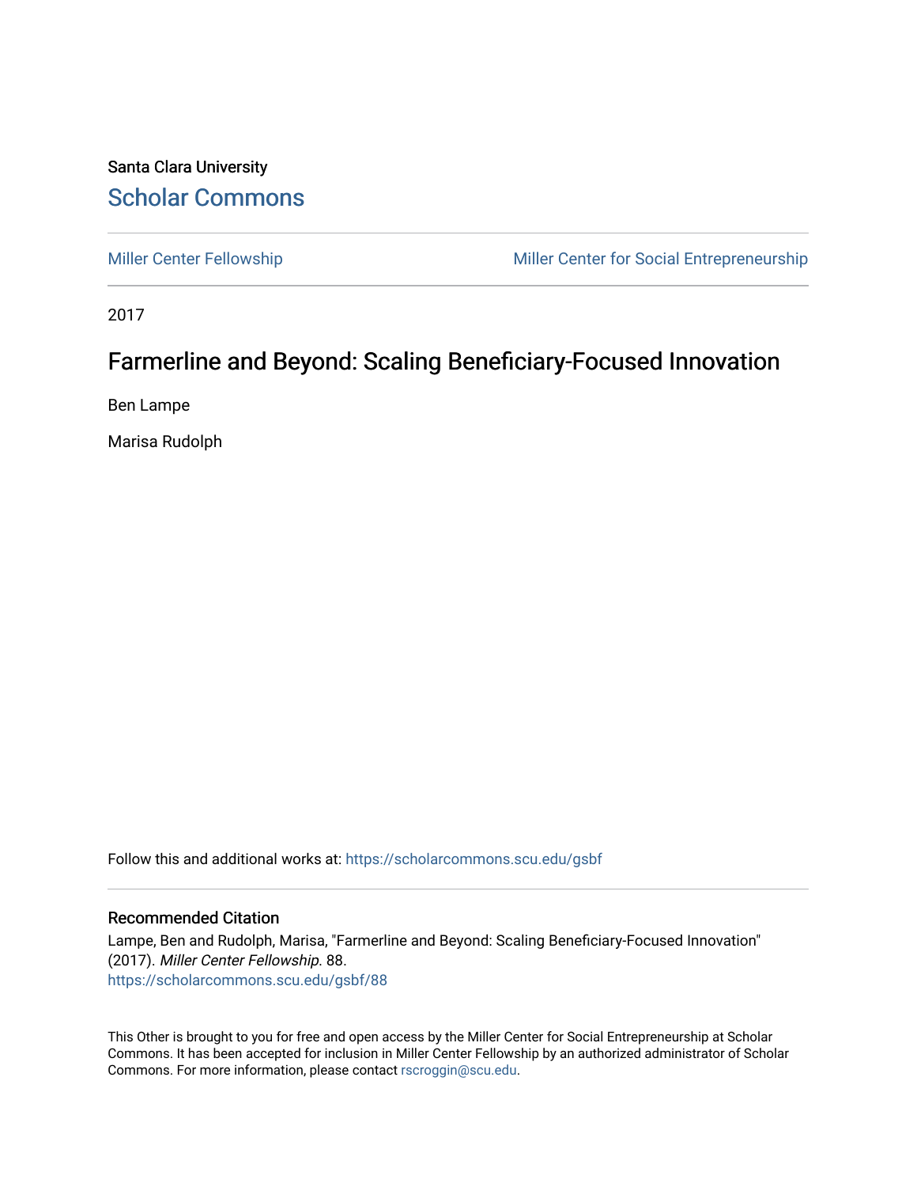Santa Clara University

# Scholar Commons

Miller Center Fellowship

Miller Center for Social Entrepreneurship

2017

## Farmerline and Beyond: Scaling Beneficiary-Focused Innovation

Ben Lampe

Marisa Rudolph

Follow this and additional works at: https://scholarcommons.scu.edu/gsbf

### Recommended Citation

Lampe, Ben and Rudolph, Marisa, "Farmerline and Beyond: Scaling Beneficiary-Focused Innovation" (2017). *Miller Center Fellowship*. 88.
https://scholarcommons.scu.edu/gsbf/88

This Other is brought to you for free and open access by the Miller Center for Social Entrepreneurship at Scholar Commons. It has been accepted for inclusion in Miller Center Fellowship by an authorized administrator of Scholar Commons. For more information, please contact rscroggin@scu.edu.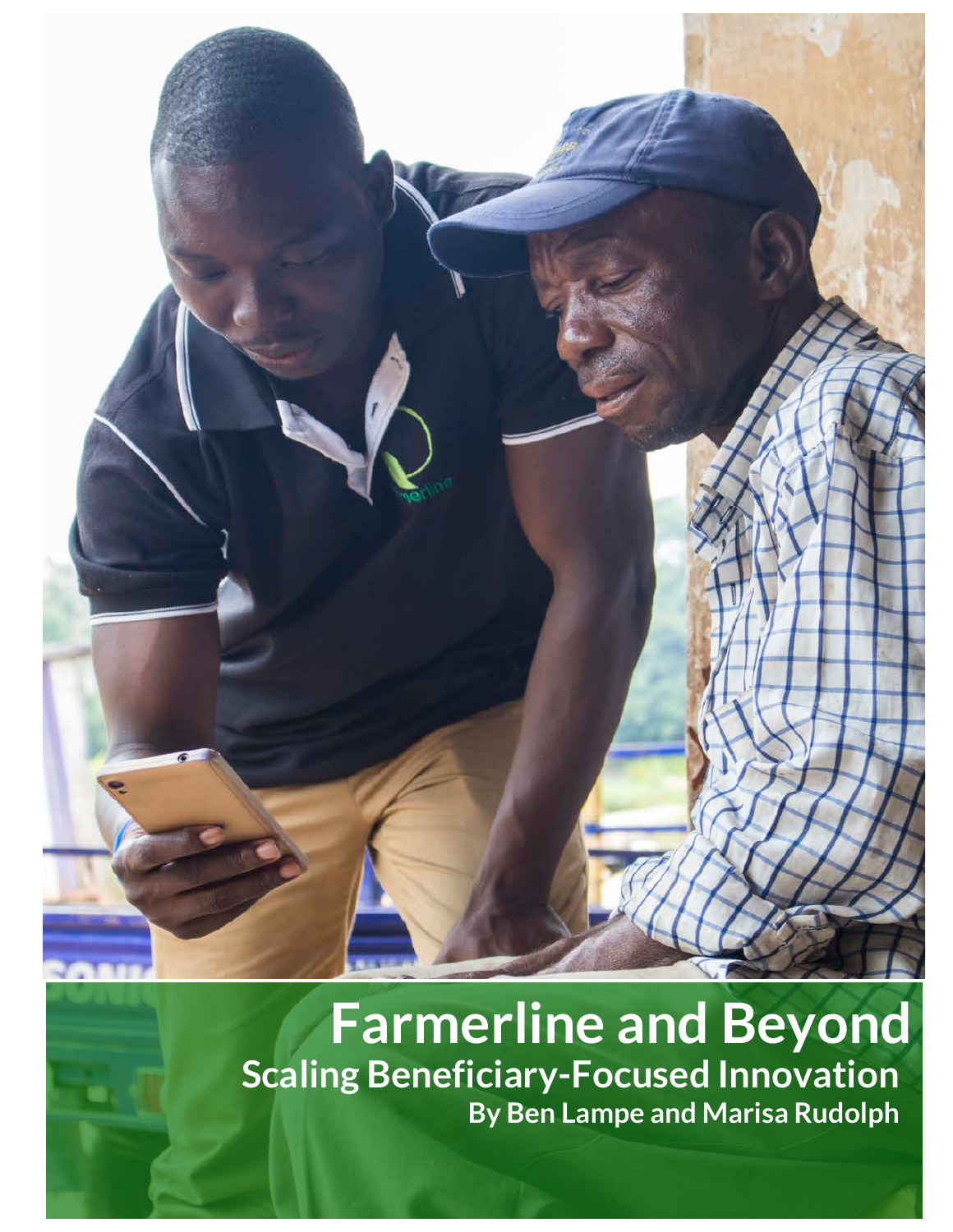# Farmerline and Beyond

## Scaling Beneficiary-Focused Innovation

**By Ben Lampe and Marisa Rudolph**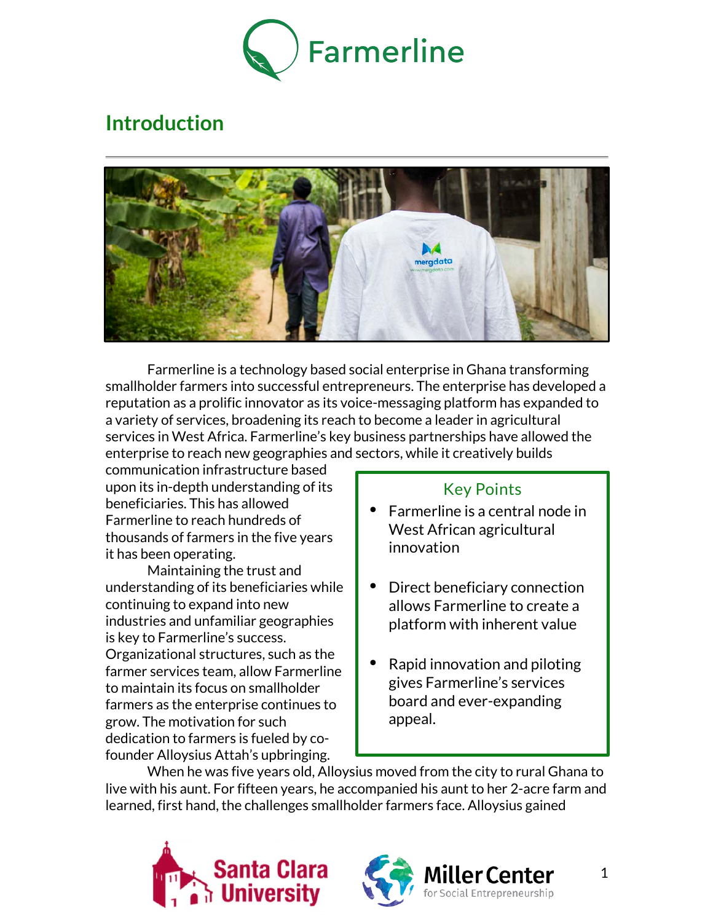# Farmerline

## Introduction

Farmerline is a technology based social enterprise in Ghana transforming smallholder farmers into successful entrepreneurs. The enterprise has developed a reputation as a prolific innovator as its voice-messaging platform has expanded to a variety of services, broadening its reach to become a leader in agricultural services in West Africa. Farmerline's key business partnerships have allowed the enterprise to reach new geographies and sectors, while it creatively builds communication infrastructure based upon its in-depth understanding of its beneficiaries. This has allowed Farmerline to reach hundreds of thousands of farmers in the five years it has been operating.

> **Key Points**
>
> - Farmerline is a central node in West African agricultural innovation
> - Direct beneficiary connection allows Farmerline to create a platform with inherent value
> - Rapid innovation and piloting gives Farmerline's services board and ever-expanding appeal.

Maintaining the trust and understanding of its beneficiaries while continuing to expand into new industries and unfamiliar geographies is key to Farmerline's success. Organizational structures, such as the farmer services team, allow Farmerline to maintain its focus on smallholder farmers as the enterprise continues to grow. The motivation for such dedication to farmers is fueled by co-founder Alloysius Attah's upbringing.

When he was five years old, Alloysius moved from the city to rural Ghana to live with his aunt. For fifteen years, he accompanied his aunt to her 2-acre farm and learned, first hand, the challenges smallholder farmers face. Alloysius gained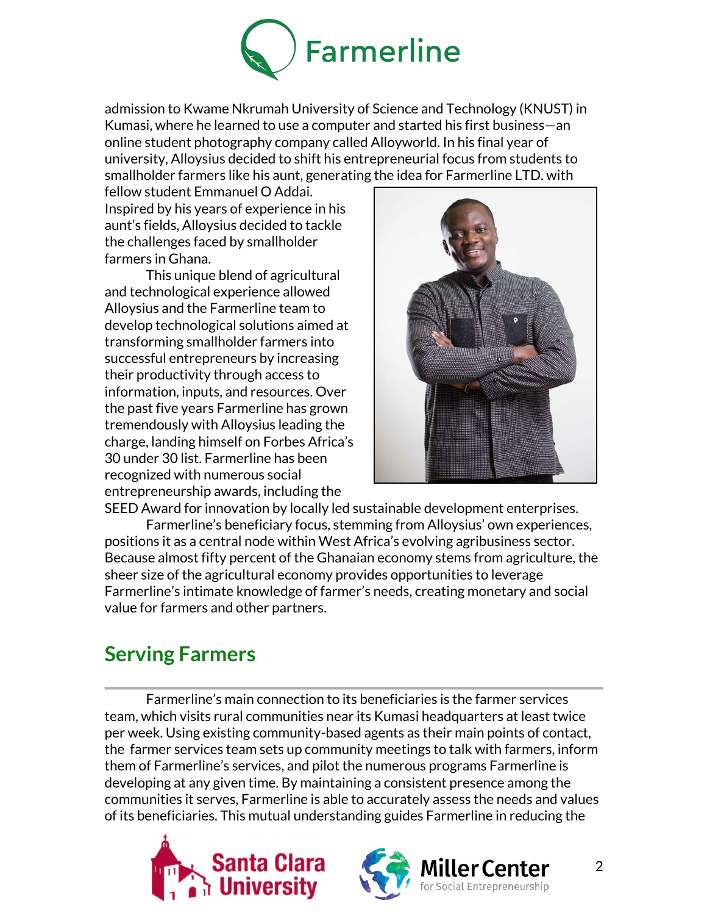admission to Kwame Nkrumah University of Science and Technology (KNUST) in Kumasi, where he learned to use a computer and started his first business—an online student photography company called Alloyworld. In his final year of university, Alloysius decided to shift his entrepreneurial focus from students to smallholder farmers like his aunt, generating the idea for Farmerline LTD. with fellow student Emmanuel O Addai. Inspired by his years of experience in his aunt's fields, Alloysius decided to tackle the challenges faced by smallholder farmers in Ghana.

This unique blend of agricultural and technological experience allowed Alloysius and the Farmerline team to develop technological solutions aimed at transforming smallholder farmers into successful entrepreneurs by increasing their productivity through access to information, inputs, and resources. Over the past five years Farmerline has grown tremendously with Alloysius leading the charge, landing himself on Forbes Africa's 30 under 30 list. Farmerline has been recognized with numerous social entrepreneurship awards, including the SEED Award for innovation by locally led sustainable development enterprises.

Farmerline's beneficiary focus, stemming from Alloysius' own experiences, positions it as a central node within West Africa's evolving agribusiness sector. Because almost fifty percent of the Ghanaian economy stems from agriculture, the sheer size of the agricultural economy provides opportunities to leverage Farmerline's intimate knowledge of farmer's needs, creating monetary and social value for farmers and other partners.

## Serving Farmers

Farmerline's main connection to its beneficiaries is the farmer services team, which visits rural communities near its Kumasi headquarters at least twice per week. Using existing community-based agents as their main points of contact, the farmer services team sets up community meetings to talk with farmers, inform them of Farmerline's services, and pilot the numerous programs Farmerline is developing at any given time. By maintaining a consistent presence among the communities it serves, Farmerline is able to accurately assess the needs and values of its beneficiaries. This mutual understanding guides Farmerline in reducing the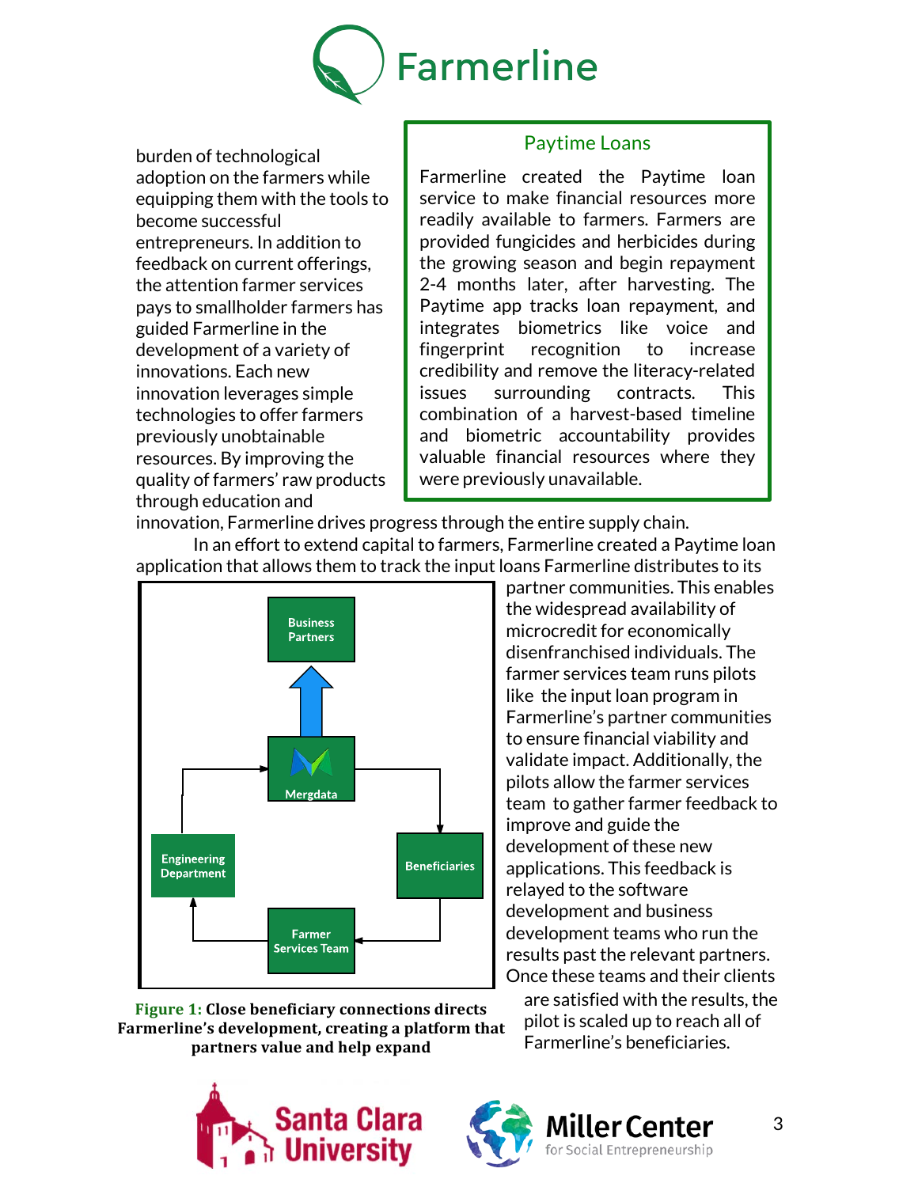burden of technological adoption on the farmers while equipping them with the tools to become successful entrepreneurs. In addition to feedback on current offerings, the attention farmer services pays to smallholder farmers has guided Farmerline in the development of a variety of innovations. Each new innovation leverages simple technologies to offer farmers previously unobtainable resources. By improving the quality of farmers' raw products through education and innovation, Farmerline drives progress through the entire supply chain.

### Paytime Loans

Farmerline created the Paytime loan service to make financial resources more readily available to farmers. Farmers are provided fungicides and herbicides during the growing season and begin repayment 2-4 months later, after harvesting. The Paytime app tracks loan repayment, and integrates biometrics like voice and fingerprint recognition to increase credibility and remove the literacy-related issues surrounding contracts. This combination of a harvest-based timeline and biometric accountability provides valuable financial resources where they were previously unavailable.

In an effort to extend capital to farmers, Farmerline created a Paytime loan application that allows them to track the input loans Farmerline distributes to its partner communities. This enables the widespread availability of microcredit for economically disenfranchised individuals. The farmer services team runs pilots like the input loan program in Farmerline's partner communities to ensure financial viability and validate impact. Additionally, the pilots allow the farmer services team to gather farmer feedback to improve and guide the development of these new applications. This feedback is relayed to the software development and business development teams who run the results past the relevant partners. Once these teams and their clients are satisfied with the results, the pilot is scaled up to reach all of Farmerline's beneficiaries.

Business Partners

Mergdata

Engineering Department

Beneficiaries

Farmer Services Team

**Figure 1: Close beneficiary connections directs Farmerline's development, creating a platform that partners value and help expand**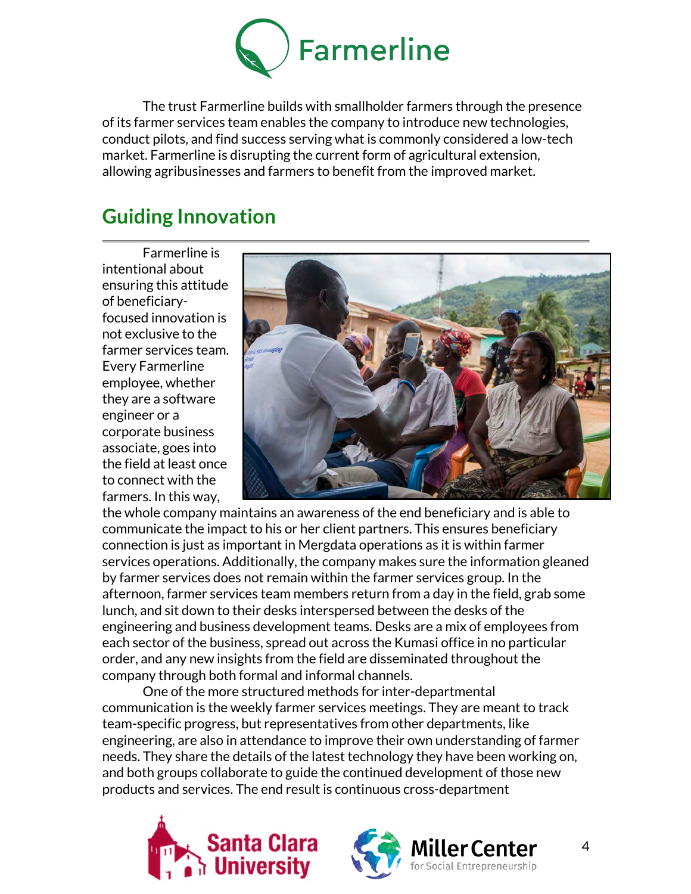The trust Farmerline builds with smallholder farmers through the presence of its farmer services team enables the company to introduce new technologies, conduct pilots, and find success serving what is commonly considered a low-tech market. Farmerline is disrupting the current form of agricultural extension, allowing agribusinesses and farmers to benefit from the improved market.

## Guiding Innovation

Farmerline is intentional about ensuring this attitude of beneficiary-focused innovation is not exclusive to the farmer services team. Every Farmerline employee, whether they are a software engineer or a corporate business associate, goes into the field at least once to connect with the farmers. In this way, the whole company maintains an awareness of the end beneficiary and is able to communicate the impact to his or her client partners. This ensures beneficiary connection is just as important in Mergdata operations as it is within farmer services operations. Additionally, the company makes sure the information gleaned by farmer services does not remain within the farmer services group. In the afternoon, farmer services team members return from a day in the field, grab some lunch, and sit down to their desks interspersed between the desks of the engineering and business development teams. Desks are a mix of employees from each sector of the business, spread out across the Kumasi office in no particular order, and any new insights from the field are disseminated throughout the company through both formal and informal channels.

One of the more structured methods for inter-departmental communication is the weekly farmer services meetings. They are meant to track team-specific progress, but representatives from other departments, like engineering, are also in attendance to improve their own understanding of farmer needs. They share the details of the latest technology they have been working on, and both groups collaborate to guide the continued development of those new products and services. The end result is continuous cross-department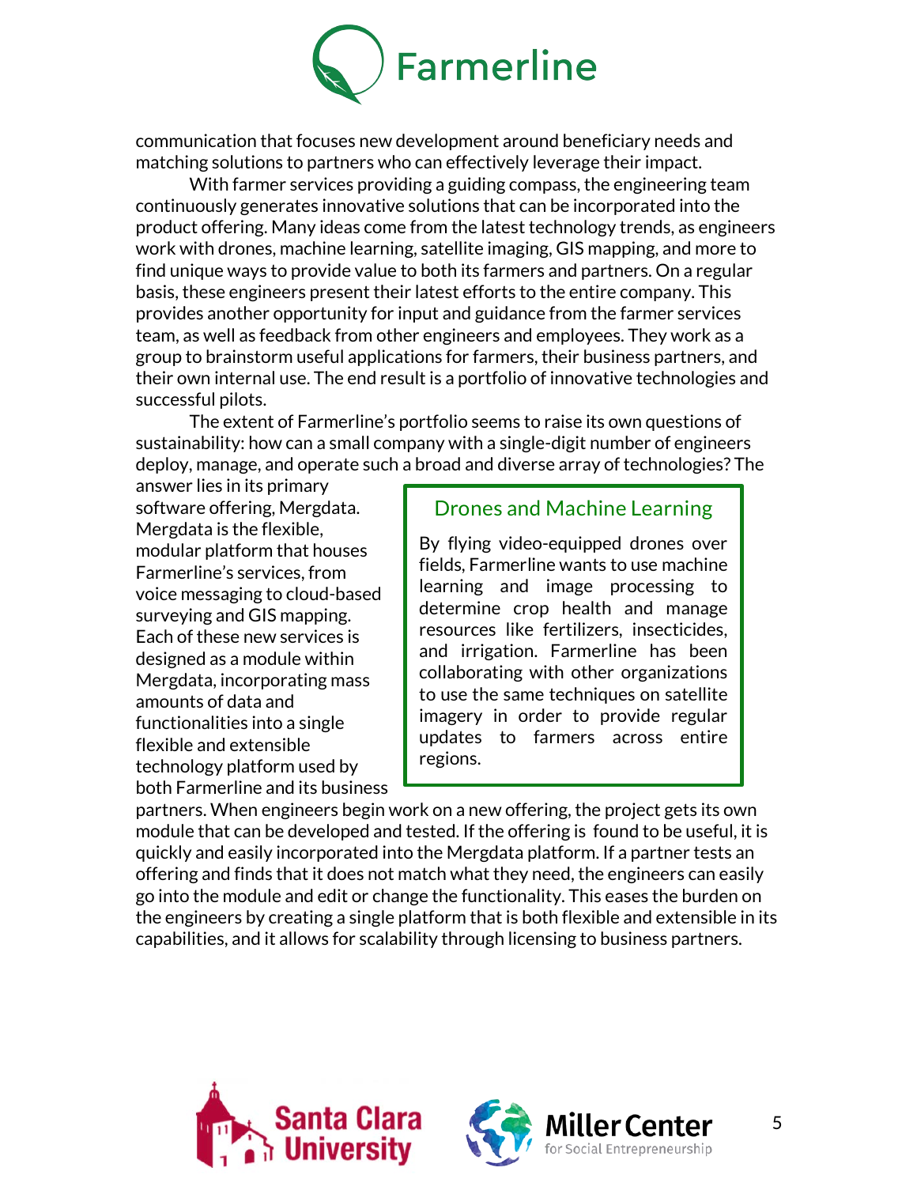communication that focuses new development around beneficiary needs and matching solutions to partners who can effectively leverage their impact.

With farmer services providing a guiding compass, the engineering team continuously generates innovative solutions that can be incorporated into the product offering. Many ideas come from the latest technology trends, as engineers work with drones, machine learning, satellite imaging, GIS mapping, and more to find unique ways to provide value to both its farmers and partners. On a regular basis, these engineers present their latest efforts to the entire company. This provides another opportunity for input and guidance from the farmer services team, as well as feedback from other engineers and employees. They work as a group to brainstorm useful applications for farmers, their business partners, and their own internal use. The end result is a portfolio of innovative technologies and successful pilots.

The extent of Farmerline's portfolio seems to raise its own questions of sustainability: how can a small company with a single-digit number of engineers deploy, manage, and operate such a broad and diverse array of technologies? The answer lies in its primary software offering, Mergdata. Mergdata is the flexible, modular platform that houses Farmerline's services, from voice messaging to cloud-based surveying and GIS mapping. Each of these new services is designed as a module within Mergdata, incorporating mass amounts of data and functionalities into a single flexible and extensible technology platform used by both Farmerline and its business partners. When engineers begin work on a new offering, the project gets its own module that can be developed and tested. If the offering is found to be useful, it is quickly and easily incorporated into the Mergdata platform. If a partner tests an offering and finds that it does not match what they need, the engineers can easily go into the module and edit or change the functionality. This eases the burden on the engineers by creating a single platform that is both flexible and extensible in its capabilities, and it allows for scalability through licensing to business partners.

> ### Drones and Machine Learning
>
> By flying video-equipped drones over fields, Farmerline wants to use machine learning and image processing to determine crop health and manage resources like fertilizers, insecticides, and irrigation. Farmerline has been collaborating with other organizations to use the same techniques on satellite imagery in order to provide regular updates to farmers across entire regions.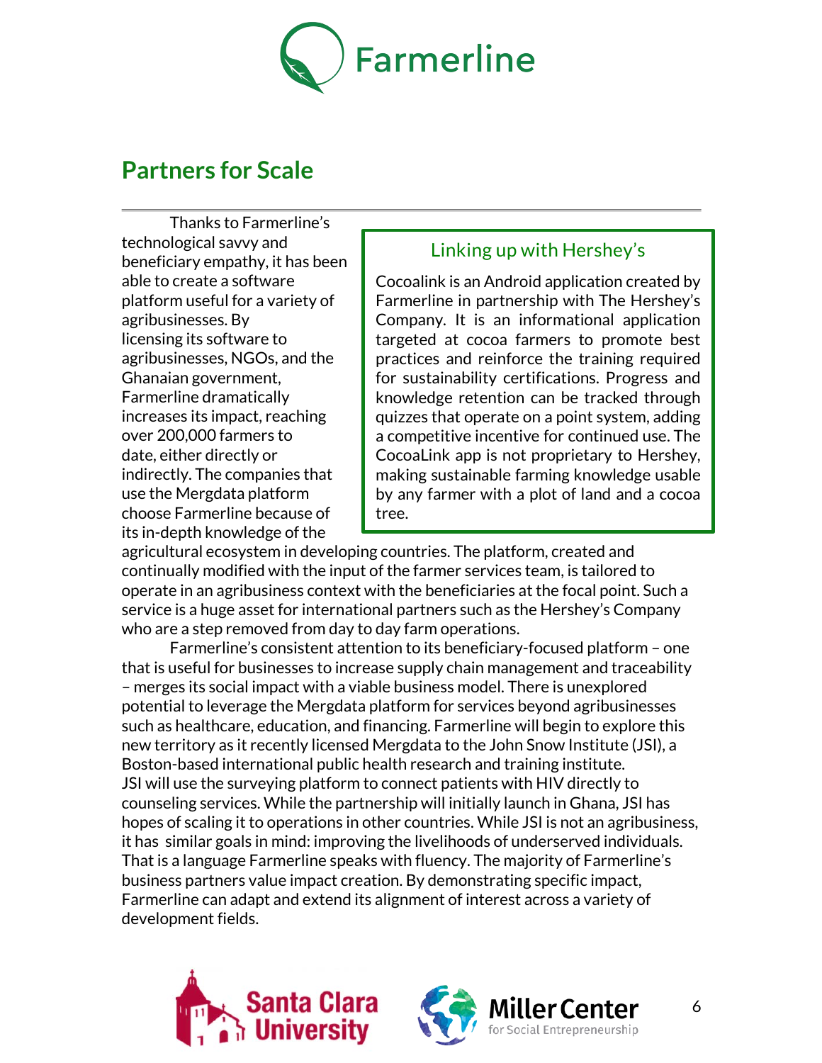## Partners for Scale

Thanks to Farmerline's technological savvy and beneficiary empathy, it has been able to create a software platform useful for a variety of agribusinesses. By licensing its software to agribusinesses, NGOs, and the Ghanaian government, Farmerline dramatically increases its impact, reaching over 200,000 farmers to date, either directly or indirectly. The companies that use the Mergdata platform choose Farmerline because of its in-depth knowledge of the agricultural ecosystem in developing countries. The platform, created and continually modified with the input of the farmer services team, is tailored to operate in an agribusiness context with the beneficiaries at the focal point. Such a service is a huge asset for international partners such as the Hershey's Company who are a step removed from day to day farm operations.

### Linking up with Hershey's

Cocoalink is an Android application created by Farmerline in partnership with The Hershey's Company. It is an informational application targeted at cocoa farmers to promote best practices and reinforce the training required for sustainability certifications. Progress and knowledge retention can be tracked through quizzes that operate on a point system, adding a competitive incentive for continued use. The CocoaLink app is not proprietary to Hershey, making sustainable farming knowledge usable by any farmer with a plot of land and a cocoa tree.

Farmerline's consistent attention to its beneficiary-focused platform – one that is useful for businesses to increase supply chain management and traceability – merges its social impact with a viable business model. There is unexplored potential to leverage the Mergdata platform for services beyond agribusinesses such as healthcare, education, and financing. Farmerline will begin to explore this new territory as it recently licensed Mergdata to the John Snow Institute (JSI), a Boston-based international public health research and training institute. JSI will use the surveying platform to connect patients with HIV directly to counseling services. While the partnership will initially launch in Ghana, JSI has hopes of scaling it to operations in other countries. While JSI is not an agribusiness, it has similar goals in mind: improving the livelihoods of underserved individuals. That is a language Farmerline speaks with fluency. The majority of Farmerline's business partners value impact creation. By demonstrating specific impact, Farmerline can adapt and extend its alignment of interest across a variety of development fields.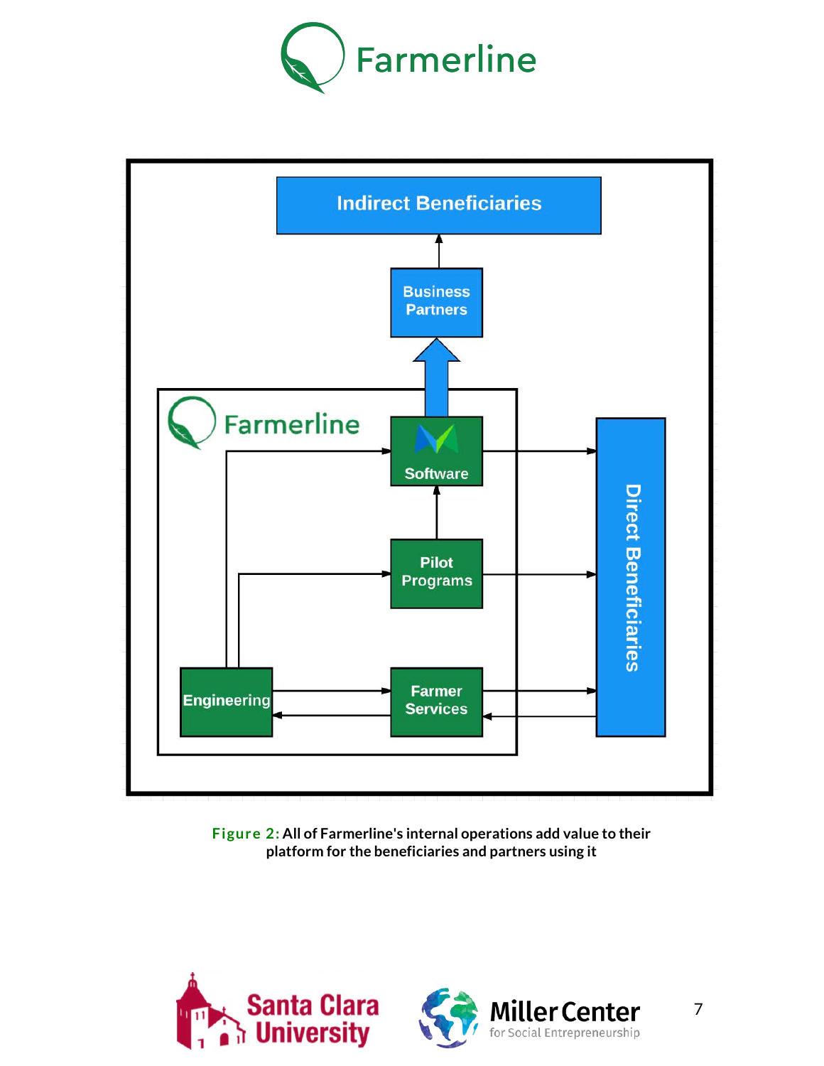Indirect Beneficiaries

Business Partners

Farmerline

Software

Pilot Programs

Engineering

Farmer Services

Direct Beneficiaries

**Figure 2:** All of Farmerline's internal operations add value to their platform for the beneficiaries and partners using it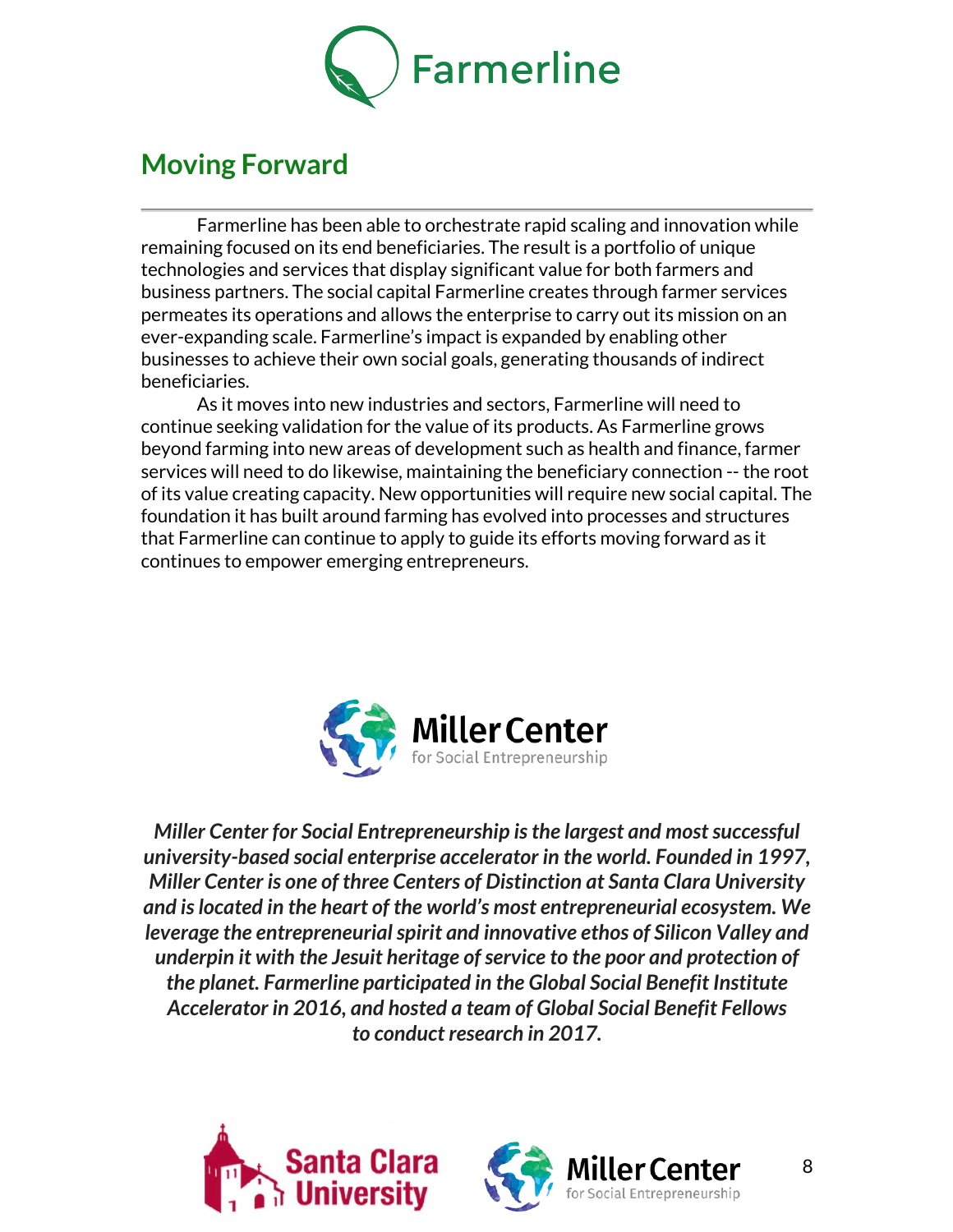## Moving Forward

Farmerline has been able to orchestrate rapid scaling and innovation while remaining focused on its end beneficiaries. The result is a portfolio of unique technologies and services that display significant value for both farmers and business partners. The social capital Farmerline creates through farmer services permeates its operations and allows the enterprise to carry out its mission on an ever-expanding scale. Farmerline's impact is expanded by enabling other businesses to achieve their own social goals, generating thousands of indirect beneficiaries.

As it moves into new industries and sectors, Farmerline will need to continue seeking validation for the value of its products. As Farmerline grows beyond farming into new areas of development such as health and finance, farmer services will need to do likewise, maintaining the beneficiary connection -- the root of its value creating capacity. New opportunities will require new social capital. The foundation it has built around farming has evolved into processes and structures that Farmerline can continue to apply to guide its efforts moving forward as it continues to empower emerging entrepreneurs.

***Miller Center for Social Entrepreneurship is the largest and most successful university-based social enterprise accelerator in the world. Founded in 1997, Miller Center is one of three Centers of Distinction at Santa Clara University and is located in the heart of the world's most entrepreneurial ecosystem. We leverage the entrepreneurial spirit and innovative ethos of Silicon Valley and underpin it with the Jesuit heritage of service to the poor and protection of the planet. Farmerline participated in the Global Social Benefit Institute Accelerator in 2016, and hosted a team of Global Social Benefit Fellows to conduct research in 2017.***